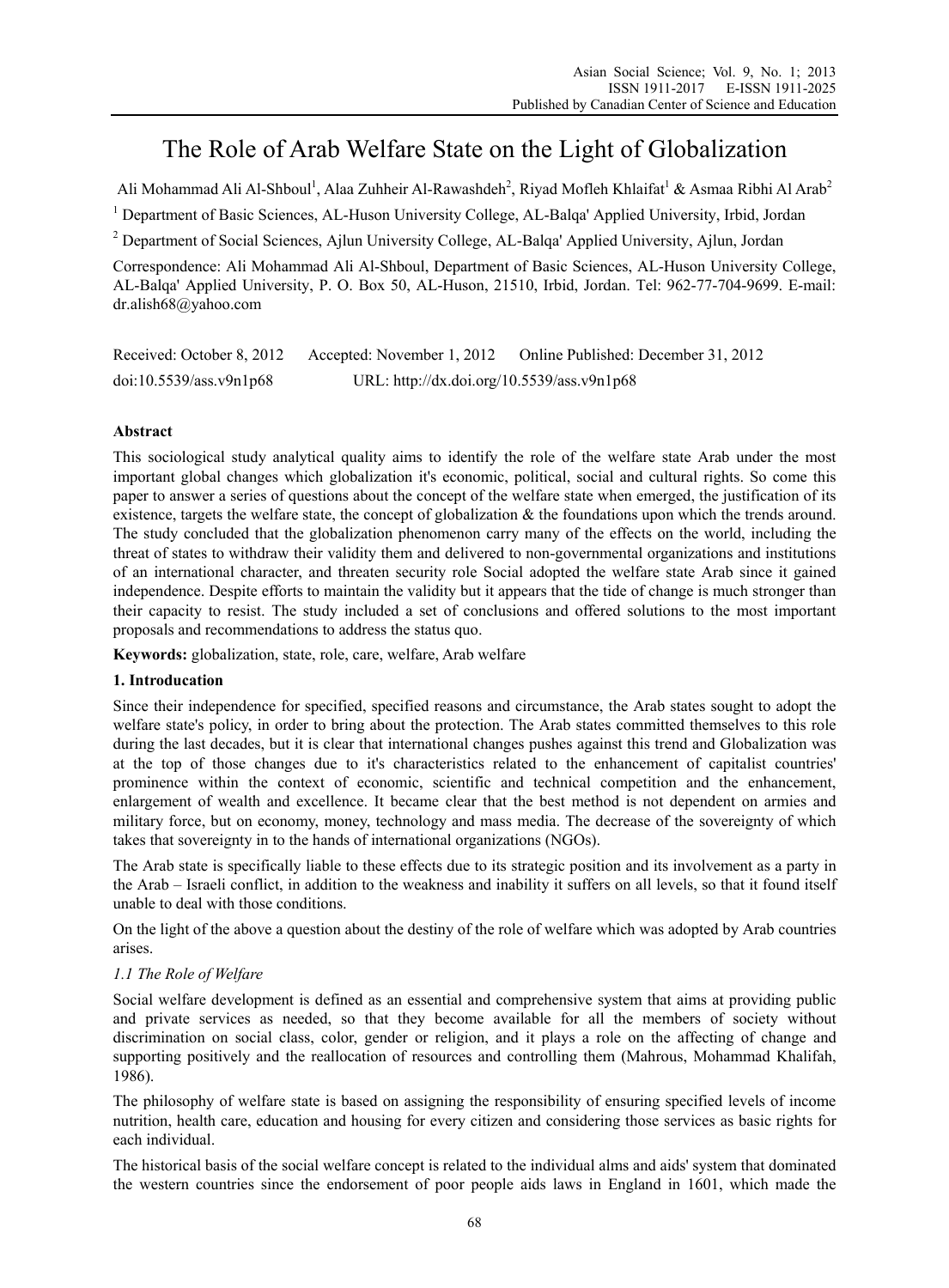# The Role of Arab Welfare State on the Light of Globalization

Ali Mohammad Ali Al-Shboul[1], Alaa Zuhheir Al-Rawashdeh[2], Riyad Mofleh Khlaifat[1] & Asmaa Ribhi Al Arab[2]

[1] Department of Basic Sciences, AL-Huson University College, AL-Balqa' Applied University, Irbid, Jordan

[2] Department of Social Sciences, Ajlun University College, AL-Balqa' Applied University, Ajlun, Jordan

Correspondence: Ali Mohammad Ali Al-Shboul, Department of Basic Sciences, AL-Huson University College, AL-Balqa' Applied University, P. O. Box 50, AL-Huson, 21510, Irbid, Jordan. Tel: 962-77-704-9699. E-mail: dr.alish68@yahoo.com

Received: October 8, 2012 Accepted: November 1, 2012 Online Published: December 31, 2012

doi:10.5539/ass.v9n1p68 URL: http://dx.doi.org/10.5539/ass.v9n1p68

## Abstract

This sociological study analytical quality aims to identify the role of the welfare state Arab under the most important global changes which globalization it's economic, political, social and cultural rights. So come this paper to answer a series of questions about the concept of the welfare state when emerged, the justification of its existence, targets the welfare state, the concept of globalization & the foundations upon which the trends around. The study concluded that the globalization phenomenon carry many of the effects on the world, including the threat of states to withdraw their validity them and delivered to non-governmental organizations and institutions of an international character, and threaten security role Social adopted the welfare state Arab since it gained independence. Despite efforts to maintain the validity but it appears that the tide of change is much stronger than their capacity to resist. The study included a set of conclusions and offered solutions to the most important proposals and recommendations to address the status quo.

**Keywords:** globalization, state, role, care, welfare, Arab welfare

## 1. Introducation

Since their independence for specified, specified reasons and circumstance, the Arab states sought to adopt the welfare state's policy, in order to bring about the protection. The Arab states committed themselves to this role during the last decades, but it is clear that international changes pushes against this trend and Globalization was at the top of those changes due to it's characteristics related to the enhancement of capitalist countries' prominence within the context of economic, scientific and technical competition and the enhancement, enlargement of wealth and excellence. It became clear that the best method is not dependent on armies and military force, but on economy, money, technology and mass media. The decrease of the sovereignty of which takes that sovereignty in to the hands of international organizations (NGOs).

The Arab state is specifically liable to these effects due to its strategic position and its involvement as a party in the Arab – Israeli conflict, in addition to the weakness and inability it suffers on all levels, so that it found itself unable to deal with those conditions.

On the light of the above a question about the destiny of the role of welfare which was adopted by Arab countries arises.

### *1.1 The Role of Welfare*

Social welfare development is defined as an essential and comprehensive system that aims at providing public and private services as needed, so that they become available for all the members of society without discrimination on social class, color, gender or religion, and it plays a role on the affecting of change and supporting positively and the reallocation of resources and controlling them (Mahrous, Mohammad Khalifah, 1986).

The philosophy of welfare state is based on assigning the responsibility of ensuring specified levels of income nutrition, health care, education and housing for every citizen and considering those services as basic rights for each individual.

The historical basis of the social welfare concept is related to the individual alms and aids' system that dominated the western countries since the endorsement of poor people aids laws in England in 1601, which made the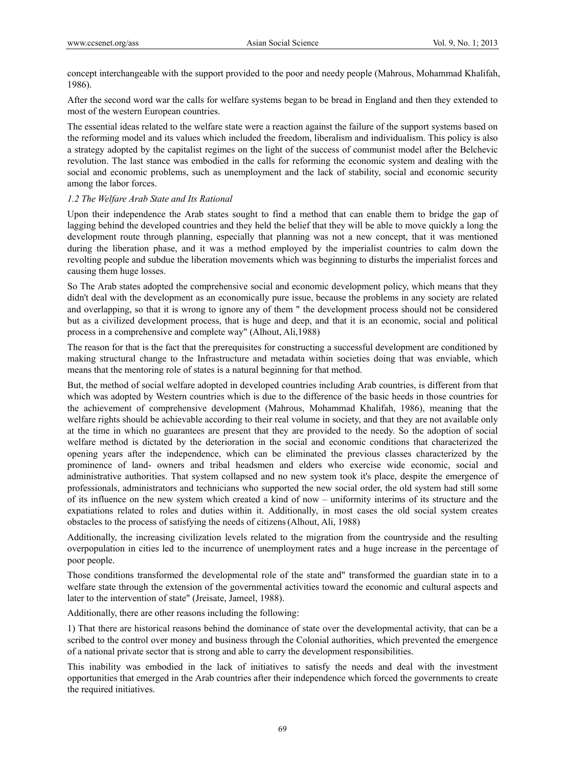concept interchangeable with the support provided to the poor and needy people (Mahrous, Mohammad Khalifah, 1986).

After the second word war the calls for welfare systems began to be bread in England and then they extended to most of the western European countries.

The essential ideas related to the welfare state were a reaction against the failure of the support systems based on the reforming model and its values which included the freedom, liberalism and individualism. This policy is also a strategy adopted by the capitalist regimes on the light of the success of communist model after the Belchevic revolution. The last stance was embodied in the calls for reforming the economic system and dealing with the social and economic problems, such as unemployment and the lack of stability, social and economic security among the labor forces.

### *1.2 The Welfare Arab State and Its Rational*

Upon their independence the Arab states sought to find a method that can enable them to bridge the gap of lagging behind the developed countries and they held the belief that they will be able to move quickly a long the development route through planning, especially that planning was not a new concept, that it was mentioned during the liberation phase, and it was a method employed by the imperialist countries to calm down the revolting people and subdue the liberation movements which was beginning to disturbs the imperialist forces and causing them huge losses.

So The Arab states adopted the comprehensive social and economic development policy, which means that they didn't deal with the development as an economically pure issue, because the problems in any society are related and overlapping, so that it is wrong to ignore any of them " the development process should not be considered but as a civilized development process, that is huge and deep, and that it is an economic, social and political process in a comprehensive and complete way" (Alhout, Ali,1988)

The reason for that is the fact that the prerequisites for constructing a successful development are conditioned by making structural change to the Infrastructure and metadata within societies doing that was enviable, which means that the mentoring role of states is a natural beginning for that method.

But, the method of social welfare adopted in developed countries including Arab countries, is different from that which was adopted by Western countries which is due to the difference of the basic heeds in those countries for the achievement of comprehensive development (Mahrous, Mohammad Khalifah, 1986), meaning that the welfare rights should be achievable according to their real volume in society, and that they are not available only at the time in which no guarantees are present that they are provided to the needy. So the adoption of social welfare method is dictated by the deterioration in the social and economic conditions that characterized the opening years after the independence, which can be eliminated the previous classes characterized by the prominence of land- owners and tribal headsmen and elders who exercise wide economic, social and administrative authorities. That system collapsed and no new system took it's place, despite the emergence of professionals, administrators and technicians who supported the new social order, the old system had still some of its influence on the new system which created a kind of now – uniformity interims of its structure and the expatiations related to roles and duties within it. Additionally, in most cases the old social system creates obstacles to the process of satisfying the needs of citizens (Alhout, Ali, 1988)

Additionally, the increasing civilization levels related to the migration from the countryside and the resulting overpopulation in cities led to the incurrence of unemployment rates and a huge increase in the percentage of poor people.

Those conditions transformed the developmental role of the state and" transformed the guardian state in to a welfare state through the extension of the governmental activities toward the economic and cultural aspects and later to the intervention of state" (Jreisate, Jameel, 1988).

Additionally, there are other reasons including the following:

1) That there are historical reasons behind the dominance of state over the developmental activity, that can be a scribed to the control over money and business through the Colonial authorities, which prevented the emergence of a national private sector that is strong and able to carry the development responsibilities.

This inability was embodied in the lack of initiatives to satisfy the needs and deal with the investment opportunities that emerged in the Arab countries after their independence which forced the governments to create the required initiatives.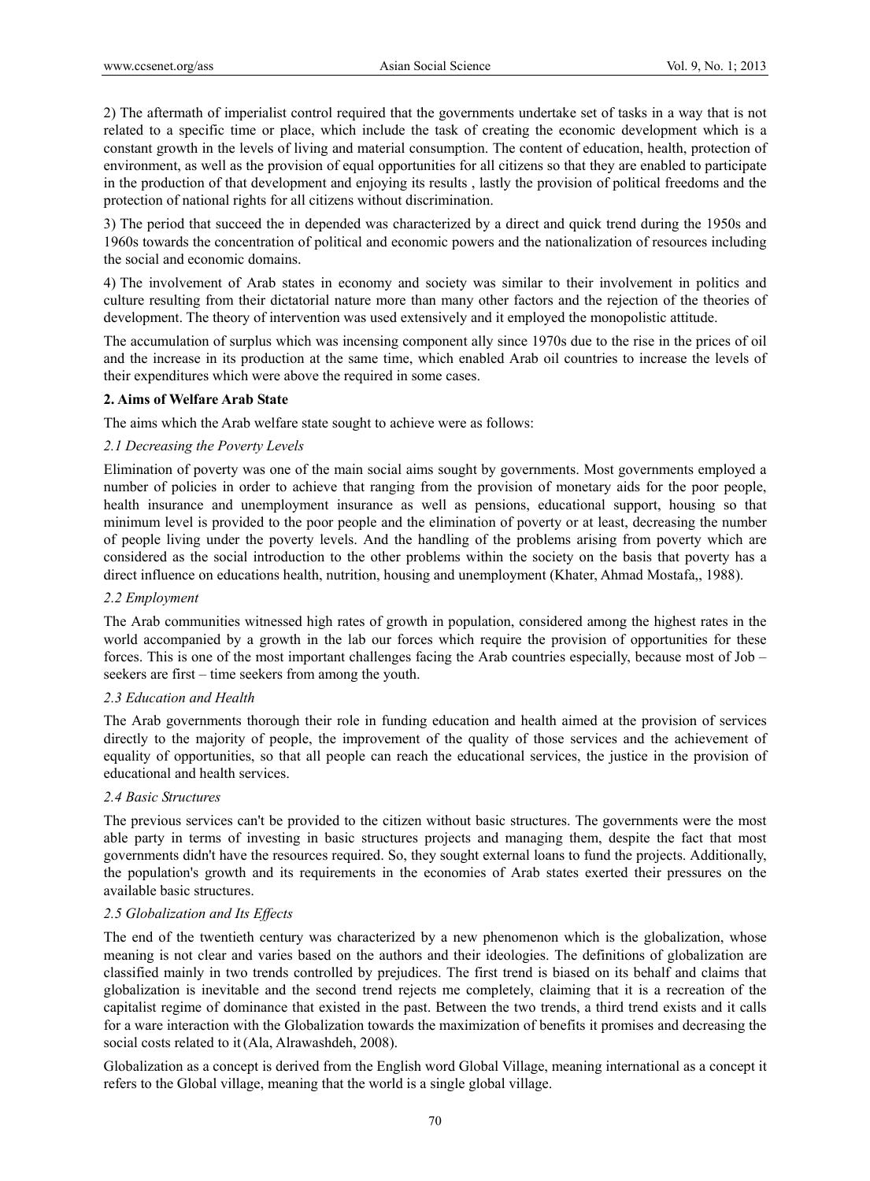2) The aftermath of imperialist control required that the governments undertake set of tasks in a way that is not related to a specific time or place, which include the task of creating the economic development which is a constant growth in the levels of living and material consumption. The content of education, health, protection of environment, as well as the provision of equal opportunities for all citizens so that they are enabled to participate in the production of that development and enjoying its results , lastly the provision of political freedoms and the protection of national rights for all citizens without discrimination.

3) The period that succeed the in depended was characterized by a direct and quick trend during the 1950s and 1960s towards the concentration of political and economic powers and the nationalization of resources including the social and economic domains.

4) The involvement of Arab states in economy and society was similar to their involvement in politics and culture resulting from their dictatorial nature more than many other factors and the rejection of the theories of development. The theory of intervention was used extensively and it employed the monopolistic attitude.

The accumulation of surplus which was incensing component ally since 1970s due to the rise in the prices of oil and the increase in its production at the same time, which enabled Arab oil countries to increase the levels of their expenditures which were above the required in some cases.

## 2. Aims of Welfare Arab State

The aims which the Arab welfare state sought to achieve were as follows:

### *2.1 Decreasing the Poverty Levels*

Elimination of poverty was one of the main social aims sought by governments. Most governments employed a number of policies in order to achieve that ranging from the provision of monetary aids for the poor people, health insurance and unemployment insurance as well as pensions, educational support, housing so that minimum level is provided to the poor people and the elimination of poverty or at least, decreasing the number of people living under the poverty levels. And the handling of the problems arising from poverty which are considered as the social introduction to the other problems within the society on the basis that poverty has a direct influence on educations health, nutrition, housing and unemployment (Khater, Ahmad Mostafa,, 1988).

### *2.2 Employment*

The Arab communities witnessed high rates of growth in population, considered among the highest rates in the world accompanied by a growth in the lab our forces which require the provision of opportunities for these forces. This is one of the most important challenges facing the Arab countries especially, because most of Job – seekers are first – time seekers from among the youth.

### *2.3 Education and Health*

The Arab governments thorough their role in funding education and health aimed at the provision of services directly to the majority of people, the improvement of the quality of those services and the achievement of equality of opportunities, so that all people can reach the educational services, the justice in the provision of educational and health services.

### *2.4 Basic Structures*

The previous services can't be provided to the citizen without basic structures. The governments were the most able party in terms of investing in basic structures projects and managing them, despite the fact that most governments didn't have the resources required. So, they sought external loans to fund the projects. Additionally, the population's growth and its requirements in the economies of Arab states exerted their pressures on the available basic structures.

### *2.5 Globalization and Its Effects*

The end of the twentieth century was characterized by a new phenomenon which is the globalization, whose meaning is not clear and varies based on the authors and their ideologies. The definitions of globalization are classified mainly in two trends controlled by prejudices. The first trend is biased on its behalf and claims that globalization is inevitable and the second trend rejects me completely, claiming that it is a recreation of the capitalist regime of dominance that existed in the past. Between the two trends, a third trend exists and it calls for a ware interaction with the Globalization towards the maximization of benefits it promises and decreasing the social costs related to it (Ala, Alrawashdeh, 2008).

Globalization as a concept is derived from the English word Global Village, meaning international as a concept it refers to the Global village, meaning that the world is a single global village.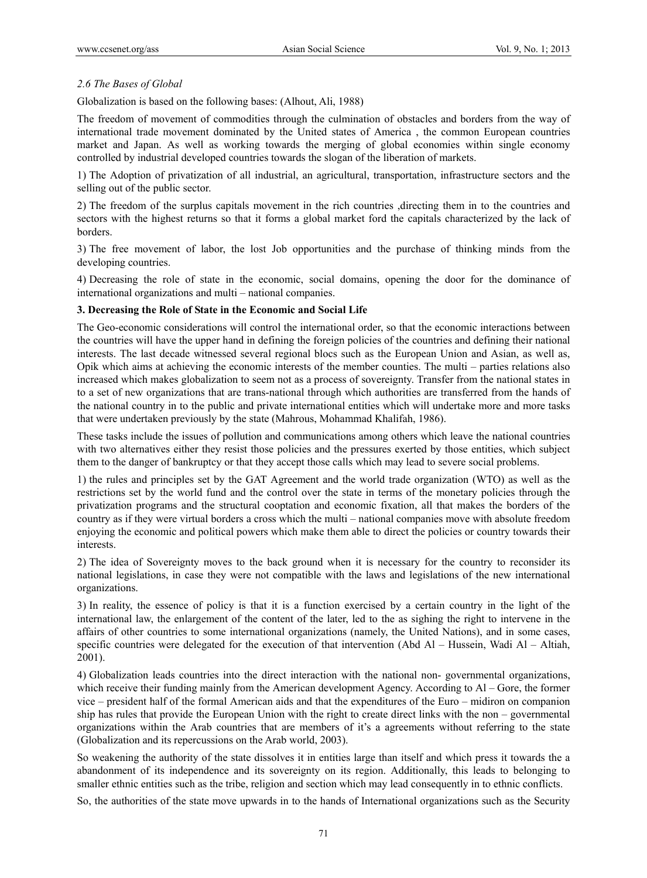*2.6 The Bases of Global*

Globalization is based on the following bases: (Alhout, Ali, 1988)

The freedom of movement of commodities through the culmination of obstacles and borders from the way of international trade movement dominated by the United states of America , the common European countries market and Japan. As well as working towards the merging of global economies within single economy controlled by industrial developed countries towards the slogan of the liberation of markets.

1) The Adoption of privatization of all industrial, an agricultural, transportation, infrastructure sectors and the selling out of the public sector.

2) The freedom of the surplus capitals movement in the rich countries ,directing them in to the countries and sectors with the highest returns so that it forms a global market ford the capitals characterized by the lack of borders.

3) The free movement of labor, the lost Job opportunities and the purchase of thinking minds from the developing countries.

4) Decreasing the role of state in the economic, social domains, opening the door for the dominance of international organizations and multi – national companies.

## 3. Decreasing the Role of State in the Economic and Social Life

The Geo-economic considerations will control the international order, so that the economic interactions between the countries will have the upper hand in defining the foreign policies of the countries and defining their national interests. The last decade witnessed several regional blocs such as the European Union and Asian, as well as, Opik which aims at achieving the economic interests of the member counties. The multi – parties relations also increased which makes globalization to seem not as a process of sovereignty. Transfer from the national states in to a set of new organizations that are trans-national through which authorities are transferred from the hands of the national country in to the public and private international entities which will undertake more and more tasks that were undertaken previously by the state (Mahrous, Mohammad Khalifah, 1986).

These tasks include the issues of pollution and communications among others which leave the national countries with two alternatives either they resist those policies and the pressures exerted by those entities, which subject them to the danger of bankruptcy or that they accept those calls which may lead to severe social problems.

1) the rules and principles set by the GAT Agreement and the world trade organization (WTO) as well as the restrictions set by the world fund and the control over the state in terms of the monetary policies through the privatization programs and the structural cooptation and economic fixation, all that makes the borders of the country as if they were virtual borders a cross which the multi – national companies move with absolute freedom enjoying the economic and political powers which make them able to direct the policies or country towards their interests.

2) The idea of Sovereignty moves to the back ground when it is necessary for the country to reconsider its national legislations, in case they were not compatible with the laws and legislations of the new international organizations.

3) In reality, the essence of policy is that it is a function exercised by a certain country in the light of the international law, the enlargement of the content of the later, led to the as sighing the right to intervene in the affairs of other countries to some international organizations (namely, the United Nations), and in some cases, specific countries were delegated for the execution of that intervention (Abd Al – Hussein, Wadi Al – Altiah, 2001).

4) Globalization leads countries into the direct interaction with the national non- governmental organizations, which receive their funding mainly from the American development Agency. According to Al – Gore, the former vice – president half of the formal American aids and that the expenditures of the Euro – midiron on companion ship has rules that provide the European Union with the right to create direct links with the non – governmental organizations within the Arab countries that are members of it's a agreements without referring to the state (Globalization and its repercussions on the Arab world, 2003).

So weakening the authority of the state dissolves it in entities large than itself and which press it towards the a abandonment of its independence and its sovereignty on its region. Additionally, this leads to belonging to smaller ethnic entities such as the tribe, religion and section which may lead consequently in to ethnic conflicts.

So, the authorities of the state move upwards in to the hands of International organizations such as the Security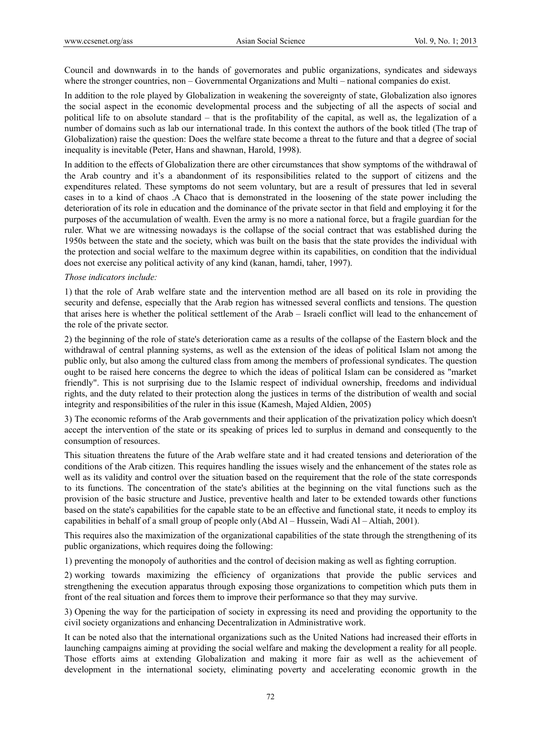Council and downwards in to the hands of governorates and public organizations, syndicates and sideways where the stronger countries, non – Governmental Organizations and Multi – national companies do exist.

In addition to the role played by Globalization in weakening the sovereignty of state, Globalization also ignores the social aspect in the economic developmental process and the subjecting of all the aspects of social and political life to on absolute standard – that is the profitability of the capital, as well as, the legalization of a number of domains such as lab our international trade. In this context the authors of the book titled (The trap of Globalization) raise the question: Does the welfare state become a threat to the future and that a degree of social inequality is inevitable (Peter, Hans and shawnan, Harold, 1998).

In addition to the effects of Globalization there are other circumstances that show symptoms of the withdrawal of the Arab country and it's a abandonment of its responsibilities related to the support of citizens and the expenditures related. These symptoms do not seem voluntary, but are a result of pressures that led in several cases in to a kind of chaos .A Chaco that is demonstrated in the loosening of the state power including the deterioration of its role in education and the dominance of the private sector in that field and employing it for the purposes of the accumulation of wealth. Even the army is no more a national force, but a fragile guardian for the ruler. What we are witnessing nowadays is the collapse of the social contract that was established during the 1950s between the state and the society, which was built on the basis that the state provides the individual with the protection and social welfare to the maximum degree within its capabilities, on condition that the individual does not exercise any political activity of any kind (kanan, hamdi, taher, 1997).

*Those indicators include:*

1) that the role of Arab welfare state and the intervention method are all based on its role in providing the security and defense, especially that the Arab region has witnessed several conflicts and tensions. The question that arises here is whether the political settlement of the Arab – Israeli conflict will lead to the enhancement of the role of the private sector.

2) the beginning of the role of state's deterioration came as a results of the collapse of the Eastern block and the withdrawal of central planning systems, as well as the extension of the ideas of political Islam not among the public only, but also among the cultured class from among the members of professional syndicates. The question ought to be raised here concerns the degree to which the ideas of political Islam can be considered as "market friendly". This is not surprising due to the Islamic respect of individual ownership, freedoms and individual rights, and the duty related to their protection along the justices in terms of the distribution of wealth and social integrity and responsibilities of the ruler in this issue (Kamesh, Majed Aldien, 2005)

3) The economic reforms of the Arab governments and their application of the privatization policy which doesn't accept the intervention of the state or its speaking of prices led to surplus in demand and consequently to the consumption of resources.

This situation threatens the future of the Arab welfare state and it had created tensions and deterioration of the conditions of the Arab citizen. This requires handling the issues wisely and the enhancement of the states role as well as its validity and control over the situation based on the requirement that the role of the state corresponds to its functions. The concentration of the state's abilities at the beginning on the vital functions such as the provision of the basic structure and Justice, preventive health and later to be extended towards other functions based on the state's capabilities for the capable state to be an effective and functional state, it needs to employ its capabilities in behalf of a small group of people only (Abd Al – Hussein, Wadi Al – Altiah, 2001).

This requires also the maximization of the organizational capabilities of the state through the strengthening of its public organizations, which requires doing the following:

1) preventing the monopoly of authorities and the control of decision making as well as fighting corruption.

2) working towards maximizing the efficiency of organizations that provide the public services and strengthening the execution apparatus through exposing those organizations to competition which puts them in front of the real situation and forces them to improve their performance so that they may survive.

3) Opening the way for the participation of society in expressing its need and providing the opportunity to the civil society organizations and enhancing Decentralization in Administrative work.

It can be noted also that the international organizations such as the United Nations had increased their efforts in launching campaigns aiming at providing the social welfare and making the development a reality for all people. Those efforts aims at extending Globalization and making it more fair as well as the achievement of development in the international society, eliminating poverty and accelerating economic growth in the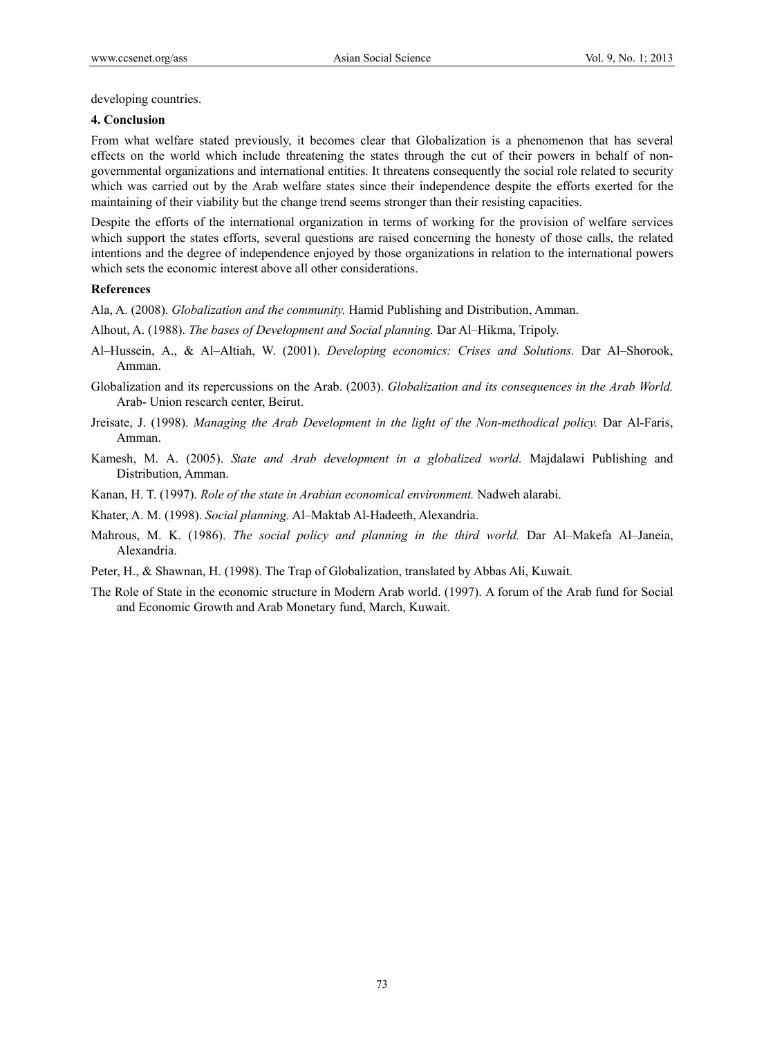developing countries.

## 4. Conclusion

From what welfare stated previously, it becomes clear that Globalization is a phenomenon that has several effects on the world which include threatening the states through the cut of their powers in behalf of non-governmental organizations and international entities. It threatens consequently the social role related to security which was carried out by the Arab welfare states since their independence despite the efforts exerted for the maintaining of their viability but the change trend seems stronger than their resisting capacities.

Despite the efforts of the international organization in terms of working for the provision of welfare services which support the states efforts, several questions are raised concerning the honesty of those calls, the related intentions and the degree of independence enjoyed by those organizations in relation to the international powers which sets the economic interest above all other considerations.

## References

Ala, A. (2008). *Globalization and the community.* Hamid Publishing and Distribution, Amman.

Alhout, A. (1988). *The bases of Development and Social planning.* Dar Al–Hikma, Tripoly.

Al–Hussein, A., & Al–Altiah, W. (2001). *Developing economics: Crises and Solutions.* Dar Al–Shorook, Amman.

Globalization and its repercussions on the Arab. (2003). *Globalization and its consequences in the Arab World.* Arab- Union research center, Beirut.

Jreisate, J. (1998). *Managing the Arab Development in the light of the Non-methodical policy.* Dar Al-Faris, Amman.

Kamesh, M. A. (2005). *State and Arab development in a globalized world.* Majdalawi Publishing and Distribution, Amman.

Kanan, H. T. (1997). *Role of the state in Arabian economical environment.* Nadweh alarabi.

Khater, A. M. (1998). *Social planning.* Al–Maktab Al-Hadeeth, Alexandria.

Mahrous, M. K. (1986). *The social policy and planning in the third world.* Dar Al–Makefa Al–Janeia, Alexandria.

Peter, H., & Shawnan, H. (1998). The Trap of Globalization, translated by Abbas Ali, Kuwait.

The Role of State in the economic structure in Modern Arab world. (1997). A forum of the Arab fund for Social and Economic Growth and Arab Monetary fund, March, Kuwait.